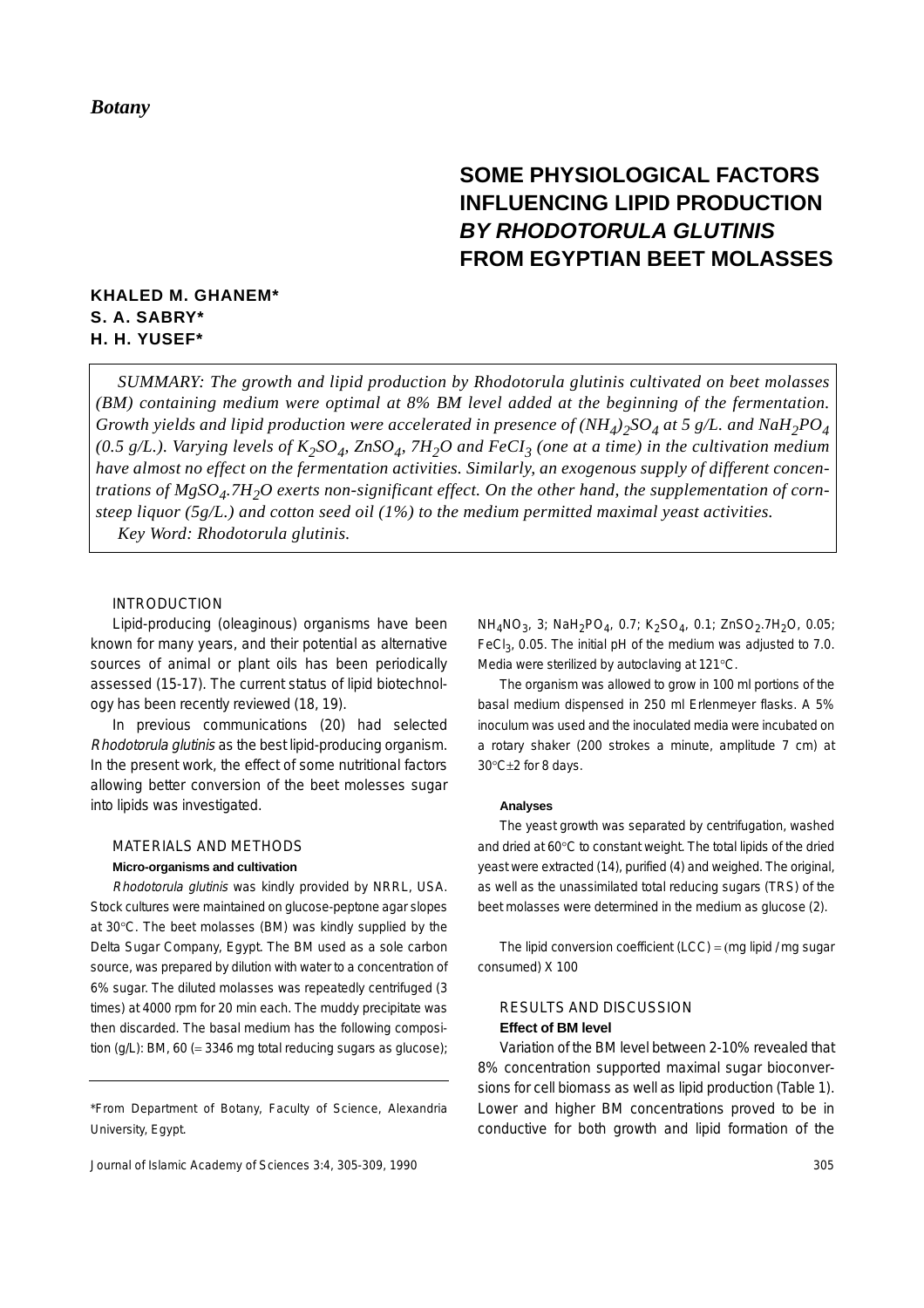*Botany*

# SOME PHYSIOLOGICAL FACTORS INFLUENCING LIPID PRODUCTION *BY RHODOTORULA GLUTINIS* FROM EGYPTIAN BEET MOLASSES

**KHALED M. GHANEM***
**S. A. SABRY***
**H. H. YUSEF***

*SUMMARY: The growth and lipid production by Rhodotorula glutinis cultivated on beet molasses (BM) containing medium were optimal at 8% BM level added at the beginning of the fermentation. Growth yields and lipid production were accelerated in presence of $(NH_4)_2SO_4$ at 5 g/L. and $NaH_2PO_4$ (0.5 g/L.). Varying levels of $K_2SO_4$, $ZnSO_4$, $7H_2O$ and $FeCI_3$ (one at a time) in the cultivation medium have almost no effect on the fermentation activities. Similarly, an exogenous supply of different concentrations of $MgSO_4.7H_2O$ exerts non-significant effect. On the other hand, the supplementation of corn-steep liquor (5g/L.) and cotton seed oil (1%) to the medium permitted maximal yeast activities.*

*Key Word: Rhodotorula glutinis.*

## INTRODUCTION

Lipid-producing (oleaginous) organisms have been known for many years, and their potential as alternative sources of animal or plant oils has been periodically assessed (15-17). The current status of lipid biotechnology has been recently reviewed (18, 19).

In previous communications (20) had selected *Rhodotorula glutinis* as the best lipid-producing organism. In the present work, the effect of some nutritional factors allowing better conversion of the beet molesses sugar into lipids was investigated.

## MATERIALS AND METHODS

### Micro-organisms and cultivation

*Rhodotorula glutinis* was kindly provided by NRRL, USA. Stock cultures were maintained on glucose-peptone agar slopes at 30°C. The beet molasses (BM) was kindly supplied by the Delta Sugar Company, Egypt. The BM used as a sole carbon source, was prepared by dilution with water to a concentration of 6% sugar. The diluted molasses was repeatedly centrifuged (3 times) at 4000 rpm for 20 min each. The muddy precipitate was then discarded. The basal medium has the following composition (g/L): BM, 60 (= 3346 mg total reducing sugars as glucose); $NH_4NO_3$, 3; $NaH_2PO_4$, 0.7; $K_2SO_4$, 0.1; $ZnSO_2.7H_2O$, 0.05; $FeCl_3$, 0.05. The initial pH of the medium was adjusted to 7.0. Media were sterilized by autoclaving at 121°C.

The organism was allowed to grow in 100 ml portions of the basal medium dispensed in 250 ml Erlenmeyer flasks. A 5% inoculum was used and the inoculated media were incubated on a rotary shaker (200 strokes a minute, amplitude 7 cm) at 30°C±2 for 8 days.

### Analyses

The yeast growth was separated by centrifugation, washed and dried at 60°C to constant weight. The total lipids of the dried yeast were extracted (14), purified (4) and weighed. The original, as well as the unassimilated total reducing sugars (TRS) of the beet molasses were determined in the medium as glucose (2).

The lipid conversion coefficient (LCC) = (mg lipid / mg sugar consumed) X 100

## RESULTS AND DISCUSSION

### Effect of BM level

Variation of the BM level between 2-10% revealed that 8% concentration supported maximal sugar bioconversions for cell biomass as well as lipid production (Table 1). Lower and higher BM concentrations proved to be in conductive for both growth and lipid formation of the

*From Department of Botany, Faculty of Science, Alexandria University, Egypt.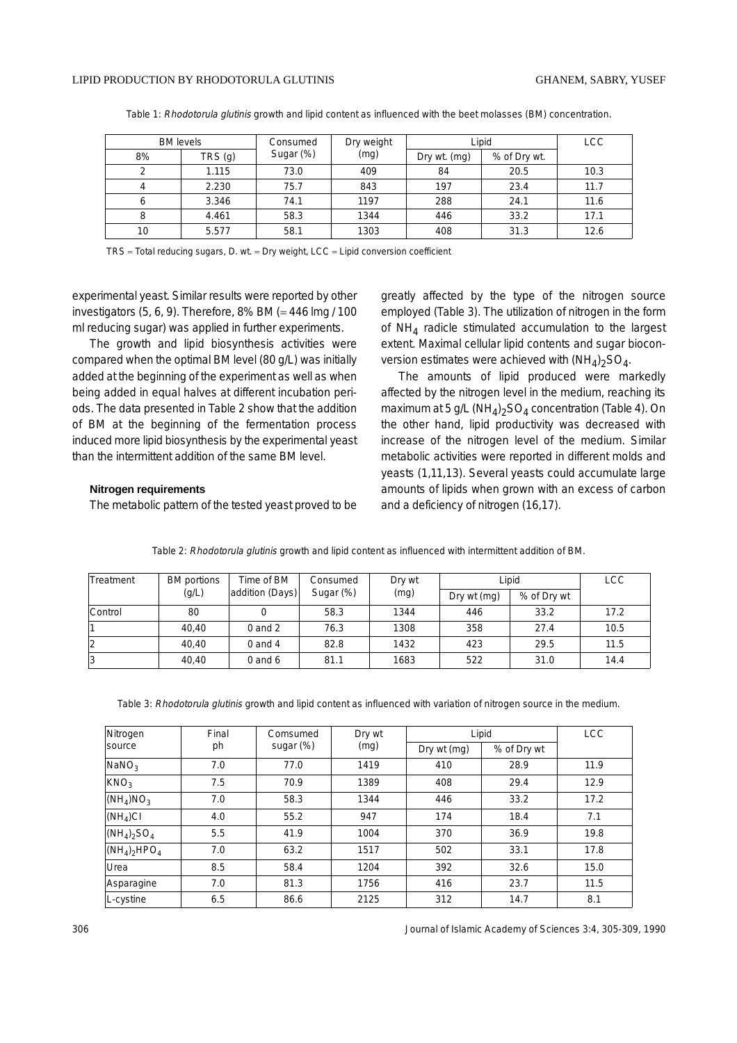Table 1: *Rhodotorula glutinis* growth and lipid content as influenced with the beet molasses (BM) concentration.

| BM levels | | Consumed Sugar (%) | Dry weight (mg) | Lipid | | LCC |
|---|---|---|---|---|---|---|
| 8% | TRS (g) | | | Dry wt. (mg) | % of Dry wt. | |
| 2 | 1.115 | 73.0 | 409 | 84 | 20.5 | 10.3 |
| 4 | 2.230 | 75.7 | 843 | 197 | 23.4 | 11.7 |
| 6 | 3.346 | 74.1 | 1197 | 288 | 24.1 | 11.6 |
| 8 | 4.461 | 58.3 | 1344 | 446 | 33.2 | 17.1 |
| 10 | 5.577 | 58.1 | 1303 | 408 | 31.3 | 12.6 |

TRS = Total reducing sugars, D. wt. = Dry weight, LCC = Lipid conversion coefficient

experimental yeast. Similar results were reported by other investigators (5, 6, 9). Therefore, 8% BM (= 446 lmg / 100 ml reducing sugar) was applied in further experiments.

The growth and lipid biosynthesis activities were compared when the optimal BM level (80 g/L) was initially added at the beginning of the experiment as well as when being added in equal halves at different incubation periods. The data presented in Table 2 show that the addition of BM at the beginning of the fermentation process induced more lipid biosynthesis by the experimental yeast than the intermittent addition of the same BM level.

### Nitrogen requirements

The metabolic pattern of the tested yeast proved to be greatly affected by the type of the nitrogen source employed (Table 3). The utilization of nitrogen in the form of $NH_4$ radicle stimulated accumulation to the largest extent. Maximal cellular lipid contents and sugar bioconversion estimates were achieved with $(NH_4)_2SO_4$.

The amounts of lipid produced were markedly affected by the nitrogen level in the medium, reaching its maximum at 5 g/L $(NH_4)_2SO_4$ concentration (Table 4). On the other hand, lipid productivity was decreased with increase of the nitrogen level of the medium. Similar metabolic activities were reported in different molds and yeasts (1,11,13). Several yeasts could accumulate large amounts of lipids when grown with an excess of carbon and a deficiency of nitrogen (16,17).

Table 2: *Rhodotorula glutinis* growth and lipid content as influenced with intermittent addition of BM.

| Treatment | BM portions (g/L) | Time of BM addition (Days) | Consumed Sugar (%) | Dry wt (mg) | Lipid | | LCC |
|---|---|---|---|---|---|---|---|
| | | | | | Dry wt (mg) | % of Dry wt | |
| Control | 80 | 0 | 58.3 | 1344 | 446 | 33.2 | 17.2 |
| 1 | 40,40 | 0 and 2 | 76.3 | 1308 | 358 | 27.4 | 10.5 |
| 2 | 40,40 | 0 and 4 | 82.8 | 1432 | 423 | 29.5 | 11.5 |
| 3 | 40,40 | 0 and 6 | 81.1 | 1683 | 522 | 31.0 | 14.4 |

Table 3: *Rhodotorula glutinis* growth and lipid content as influenced with variation of nitrogen source in the medium.

| Nitrogen source | Final ph | Comsumed sugar (%) | Dry wt (mg) | Lipid | | LCC |
|---|---|---|---|---|---|---|
| | | | | Dry wt (mg) | % of Dry wt | |
| $NaNO_3$ | 7.0 | 77.0 | 1419 | 410 | 28.9 | 11.9 |
| $KNO_3$ | 7.5 | 70.9 | 1389 | 408 | 29.4 | 12.9 |
| $(NH_4)NO_3$ | 7.0 | 58.3 | 1344 | 446 | 33.2 | 17.2 |
| $(NH_4)Cl$ | 4.0 | 55.2 | 947 | 174 | 18.4 | 7.1 |
| $(NH_4)_2SO_4$ | 5.5 | 41.9 | 1004 | 370 | 36.9 | 19.8 |
| $(NH_4)_2HPO_4$ | 7.0 | 63.2 | 1517 | 502 | 33.1 | 17.8 |
| Urea | 8.5 | 58.4 | 1204 | 392 | 32.6 | 15.0 |
| Asparagine | 7.0 | 81.3 | 1756 | 416 | 23.7 | 11.5 |
| L-cystine | 6.5 | 86.6 | 2125 | 312 | 14.7 | 8.1 |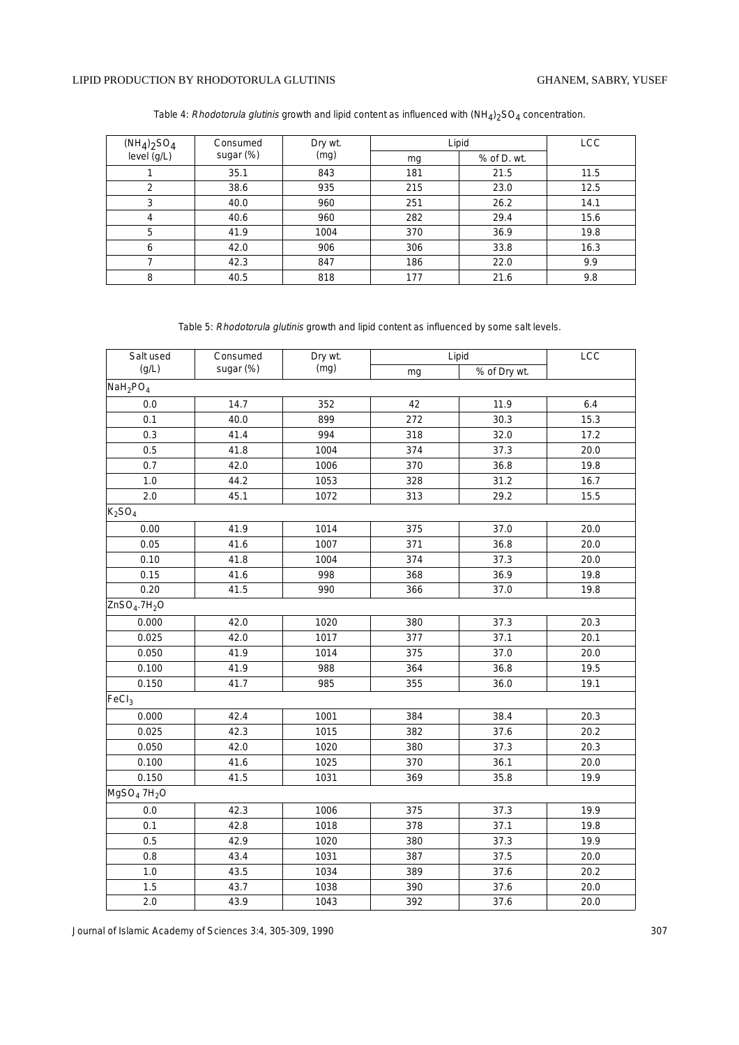Table 4: *Rhodotorula glutinis* growth and lipid content as influenced with $(NH_4)_2SO_4$ concentration.

| $(NH_4)_2SO_4$ level (g/L) | Consumed sugar (%) | Dry wt. (mg) | Lipid | | LCC |
|---|---|---|---|---|---|
| | | | mg | % of D. wt. | |
| 1 | 35.1 | 843 | 181 | 21.5 | 11.5 |
| 2 | 38.6 | 935 | 215 | 23.0 | 12.5 |
| 3 | 40.0 | 960 | 251 | 26.2 | 14.1 |
| 4 | 40.6 | 960 | 282 | 29.4 | 15.6 |
| 5 | 41.9 | 1004 | 370 | 36.9 | 19.8 |
| 6 | 42.0 | 906 | 306 | 33.8 | 16.3 |
| 7 | 42.3 | 847 | 186 | 22.0 | 9.9 |
| 8 | 40.5 | 818 | 177 | 21.6 | 9.8 |

Table 5: *Rhodotorula glutinis* growth and lipid content as influenced by some salt levels.

| Salt used (g/L) | Consumed sugar (%) | Dry wt. (mg) | Lipid | | LCC |
|---|---|---|---|---|---|
| | | | mg | % of Dry wt. | |
| $NaH_2PO_4$ | | | | | |
| 0.0 | 14.7 | 352 | 42 | 11.9 | 6.4 |
| 0.1 | 40.0 | 899 | 272 | 30.3 | 15.3 |
| 0.3 | 41.4 | 994 | 318 | 32.0 | 17.2 |
| 0.5 | 41.8 | 1004 | 374 | 37.3 | 20.0 |
| 0.7 | 42.0 | 1006 | 370 | 36.8 | 19.8 |
| 1.0 | 44.2 | 1053 | 328 | 31.2 | 16.7 |
| 2.0 | 45.1 | 1072 | 313 | 29.2 | 15.5 |
| $K_2SO_4$ | | | | | |
| 0.00 | 41.9 | 1014 | 375 | 37.0 | 20.0 |
| 0.05 | 41.6 | 1007 | 371 | 36.8 | 20.0 |
| 0.10 | 41.8 | 1004 | 374 | 37.3 | 20.0 |
| 0.15 | 41.6 | 998 | 368 | 36.9 | 19.8 |
| 0.20 | 41.5 | 990 | 366 | 37.0 | 19.8 |
| $ZnSO_4.7H_2O$ | | | | | |
| 0.000 | 42.0 | 1020 | 380 | 37.3 | 20.3 |
| 0.025 | 42.0 | 1017 | 377 | 37.1 | 20.1 |
| 0.050 | 41.9 | 1014 | 375 | 37.0 | 20.0 |
| 0.100 | 41.9 | 988 | 364 | 36.8 | 19.5 |
| 0.150 | 41.7 | 985 | 355 | 36.0 | 19.1 |
| $FeCl_3$ | | | | | |
| 0.000 | 42.4 | 1001 | 384 | 38.4 | 20.3 |
| 0.025 | 42.3 | 1015 | 382 | 37.6 | 20.2 |
| 0.050 | 42.0 | 1020 | 380 | 37.3 | 20.3 |
| 0.100 | 41.6 | 1025 | 370 | 36.1 | 20.0 |
| 0.150 | 41.5 | 1031 | 369 | 35.8 | 19.9 |
| $MgSO_4 7H_2O$ | | | | | |
| 0.0 | 42.3 | 1006 | 375 | 37.3 | 19.9 |
| 0.1 | 42.8 | 1018 | 378 | 37.1 | 19.8 |
| 0.5 | 42.9 | 1020 | 380 | 37.3 | 19.9 |
| 0.8 | 43.4 | 1031 | 387 | 37.5 | 20.0 |
| 1.0 | 43.5 | 1034 | 389 | 37.6 | 20.2 |
| 1.5 | 43.7 | 1038 | 390 | 37.6 | 20.0 |
| 2.0 | 43.9 | 1043 | 392 | 37.6 | 20.0 |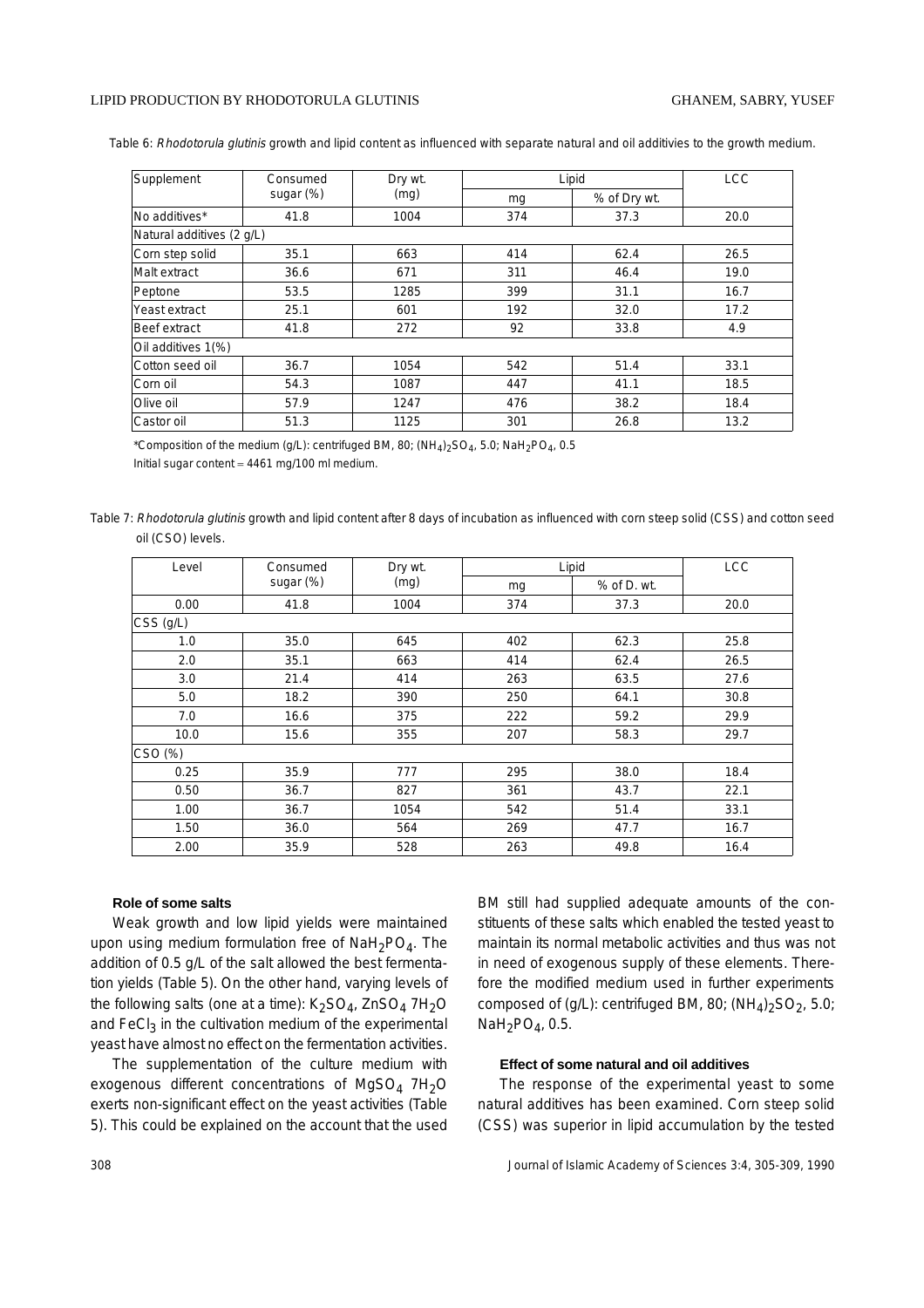Table 6: *Rhodotorula glutinis* growth and lipid content as influenced with separate natural and oil additivies to the growth medium.

| Supplement | Consumed sugar (%) | Dry wt. (mg) | Lipid | | LCC |
|---|---|---|---|---|---|
| | | | mg | % of Dry wt. | |
| No additives* | 41.8 | 1004 | 374 | 37.3 | 20.0 |
| Natural additives (2 g/L) | | | | | |
| Corn step solid | 35.1 | 663 | 414 | 62.4 | 26.5 |
| Malt extract | 36.6 | 671 | 311 | 46.4 | 19.0 |
| Peptone | 53.5 | 1285 | 399 | 31.1 | 16.7 |
| Yeast extract | 25.1 | 601 | 192 | 32.0 | 17.2 |
| Beef extract | 41.8 | 272 | 92 | 33.8 | 4.9 |
| Oil additives 1(%) | | | | | |
| Cotton seed oil | 36.7 | 1054 | 542 | 51.4 | 33.1 |
| Corn oil | 54.3 | 1087 | 447 | 41.1 | 18.5 |
| Olive oil | 57.9 | 1247 | 476 | 38.2 | 18.4 |
| Castor oil | 51.3 | 1125 | 301 | 26.8 | 13.2 |

*Composition of the medium (g/L): centrifuged BM, 80; $(NH_4)_2SO_4$, 5.0; $NaH_2PO_4$, 0.5

Initial sugar content = 4461 mg/100 ml medium.

Table 7: *Rhodotorula glutinis* growth and lipid content after 8 days of incubation as influenced with corn steep solid (CSS) and cotton seed oil (CSO) levels.

| Level | Consumed sugar (%) | Dry wt. (mg) | Lipid | | LCC |
|---|---|---|---|---|---|
| | | | mg | % of D. wt. | |
| 0.00 | 41.8 | 1004 | 374 | 37.3 | 20.0 |
| CSS (g/L) | | | | | |
| 1.0 | 35.0 | 645 | 402 | 62.3 | 25.8 |
| 2.0 | 35.1 | 663 | 414 | 62.4 | 26.5 |
| 3.0 | 21.4 | 414 | 263 | 63.5 | 27.6 |
| 5.0 | 18.2 | 390 | 250 | 64.1 | 30.8 |
| 7.0 | 16.6 | 375 | 222 | 59.2 | 29.9 |
| 10.0 | 15.6 | 355 | 207 | 58.3 | 29.7 |
| CSO (%) | | | | | |
| 0.25 | 35.9 | 777 | 295 | 38.0 | 18.4 |
| 0.50 | 36.7 | 827 | 361 | 43.7 | 22.1 |
| 1.00 | 36.7 | 1054 | 542 | 51.4 | 33.1 |
| 1.50 | 36.0 | 564 | 269 | 47.7 | 16.7 |
| 2.00 | 35.9 | 528 | 263 | 49.8 | 16.4 |

### Role of some salts

Weak growth and low lipid yields were maintained upon using medium formulation free of $NaH_2PO_4$. The addition of 0.5 g/L of the salt allowed the best fermentation yields (Table 5). On the other hand, varying levels of the following salts (one at a time): $K_2SO_4$, $ZnSO_4$ $7H_2O$ and $FeCl_3$ in the cultivation medium of the experimental yeast have almost no effect on the fermentation activities.

The supplementation of the culture medium with exogenous different concentrations of $MgSO_4$ $7H_2O$ exerts non-significant effect on the yeast activities (Table 5). This could be explained on the account that the used BM still had supplied adequate amounts of the constituents of these salts which enabled the tested yeast to maintain its normal metabolic activities and thus was not in need of exogenous supply of these elements. Therefore the modified medium used in further experiments composed of (g/L): centrifuged BM, 80; $(NH_4)_2SO_2$, 5.0; $NaH_2PO_4$, 0.5.

### Effect of some natural and oil additives

The response of the experimental yeast to some natural additives has been examined. Corn steep solid (CSS) was superior in lipid accumulation by the tested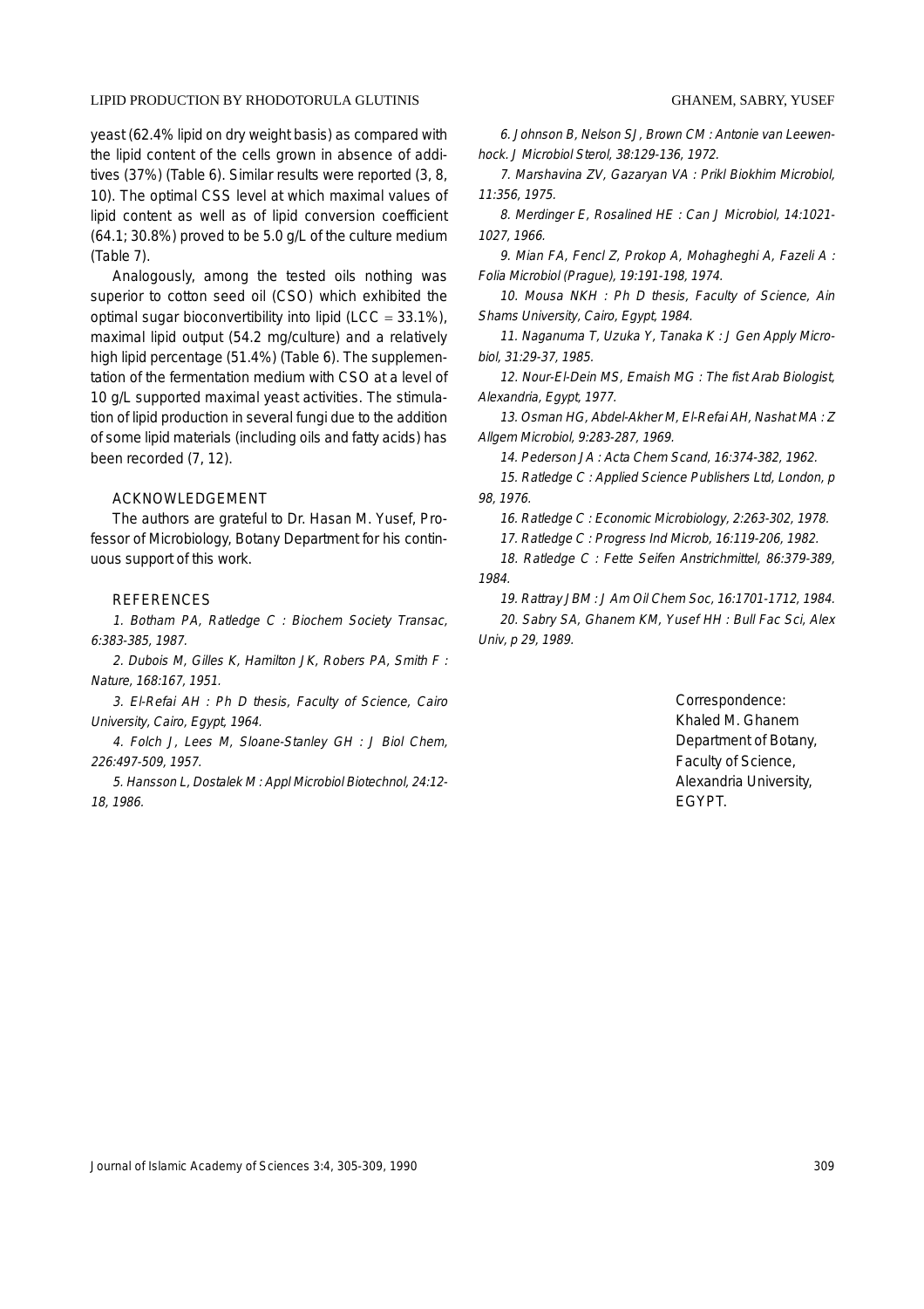yeast (62.4% lipid on dry weight basis) as compared with the lipid content of the cells grown in absence of additives (37%) (Table 6). Similar results were reported (3, 8, 10). The optimal CSS level at which maximal values of lipid content as well as of lipid conversion coefficient (64.1; 30.8%) proved to be 5.0 g/L of the culture medium (Table 7).

Analogously, among the tested oils nothing was superior to cotton seed oil (CSO) which exhibited the optimal sugar bioconvertibility into lipid (LCC = 33.1%), maximal lipid output (54.2 mg/culture) and a relatively high lipid percentage (51.4%) (Table 6). The supplementation of the fermentation medium with CSO at a level of 10 g/L supported maximal yeast activities. The stimulation of lipid production in several fungi due to the addition of some lipid materials (including oils and fatty acids) has been recorded (7, 12).

## ACKNOWLEDGEMENT

The authors are grateful to Dr. Hasan M. Yusef, Professor of Microbiology, Botany Department for his continuous support of this work.

## REFERENCES

*1. Botham PA, Ratledge C : Biochem Society Transac, 6:383-385, 1987.*

*2. Dubois M, Gilles K, Hamilton JK, Robers PA, Smith F : Nature, 168:167, 1951.*

*3. El-Refai AH : Ph D thesis, Faculty of Science, Cairo University, Cairo, Egypt, 1964.*

*4. Folch J, Lees M, Sloane-Stanley GH : J Biol Chem, 226:497-509, 1957.*

*5. Hansson L, Dostalek M : Appl Microbiol Biotechnol, 24:12-18, 1986.*

*6. Johnson B, Nelson SJ, Brown CM : Antonie van Leewenhock. J Microbiol Sterol, 38:129-136, 1972.*

*7. Marshavina ZV, Gazaryan VA : Prikl Biokhim Microbiol, 11:356, 1975.*

*8. Merdinger E, Rosalined HE : Can J Microbiol, 14:1021-1027, 1966.*

*9. Mian FA, Fencl Z, Prokop A, Mohagheghi A, Fazeli A : Folia Microbiol (Prague), 19:191-198, 1974.*

*10. Mousa NKH : Ph D thesis, Faculty of Science, Ain Shams University, Cairo, Egypt, 1984.*

*11. Naganuma T, Uzuka Y, Tanaka K : J Gen Apply Microbiol, 31:29-37, 1985.*

*12. Nour-El-Dein MS, Emaish MG : The fist Arab Biologist, Alexandria, Egypt, 1977.*

*13. Osman HG, Abdel-Akher M, El-Refai AH, Nashat MA : Z Allgem Microbiol, 9:283-287, 1969.*

*14. Pederson JA : Acta Chem Scand, 16:374-382, 1962.*

*15. Ratledge C : Applied Science Publishers Ltd, London, p 98, 1976.*

*16. Ratledge C : Economic Microbiology, 2:263-302, 1978.*

*17. Ratledge C : Progress Ind Microb, 16:119-206, 1982.*

*18. Ratledge C : Fette Seifen Anstrichmittel, 86:379-389, 1984.*

*19. Rattray JBM : J Am Oil Chem Soc, 16:1701-1712, 1984.*

*20. Sabry SA, Ghanem KM, Yusef HH : Bull Fac Sci, Alex Univ, p 29, 1989.*

Correspondence:
Khaled M. Ghanem
Department of Botany,
Faculty of Science,
Alexandria University,
EGYPT.